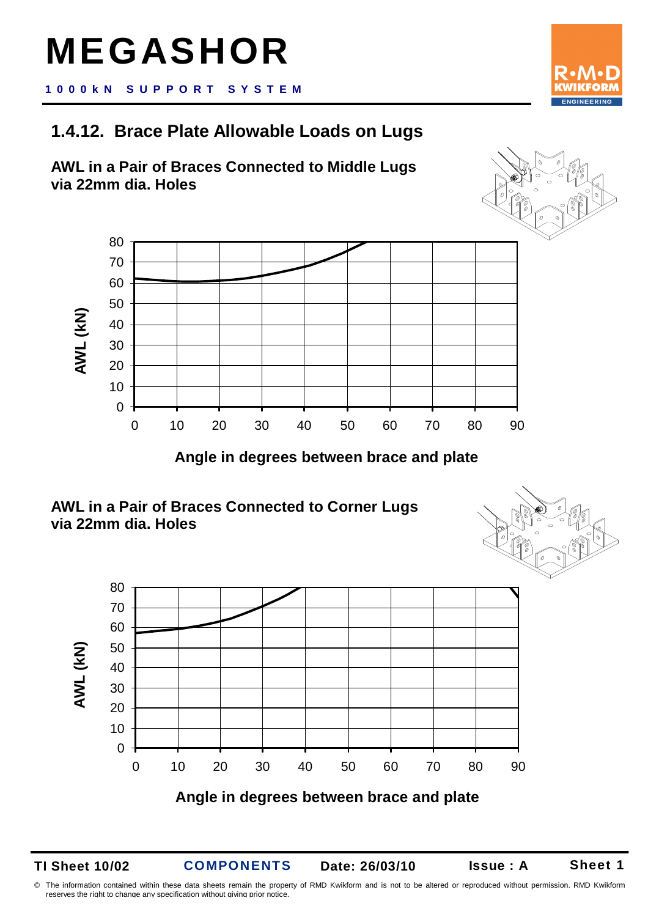# MEGASHOR

**1000kN SUPPORT SYSTEM**

## 1.4.12. Brace Plate Allowable Loads on Lugs

### AWL in a Pair of Braces Connected to Middle Lugs via 22mm dia. Holes

AWL (kN)

Angle in degrees between brace and plate

### AWL in a Pair of Braces Connected to Corner Lugs via 22mm dia. Holes

AWL (kN)

Angle in degrees between brace and plate

TI Sheet 10/02 | COMPONENTS | Date: 26/03/10 | Issue : A

© The information contained within these data sheets remain the property of RMD Kwikform and is not to be altered or reproduced without permission. RMD Kwikform reserves the right to change any specification without giving prior notice.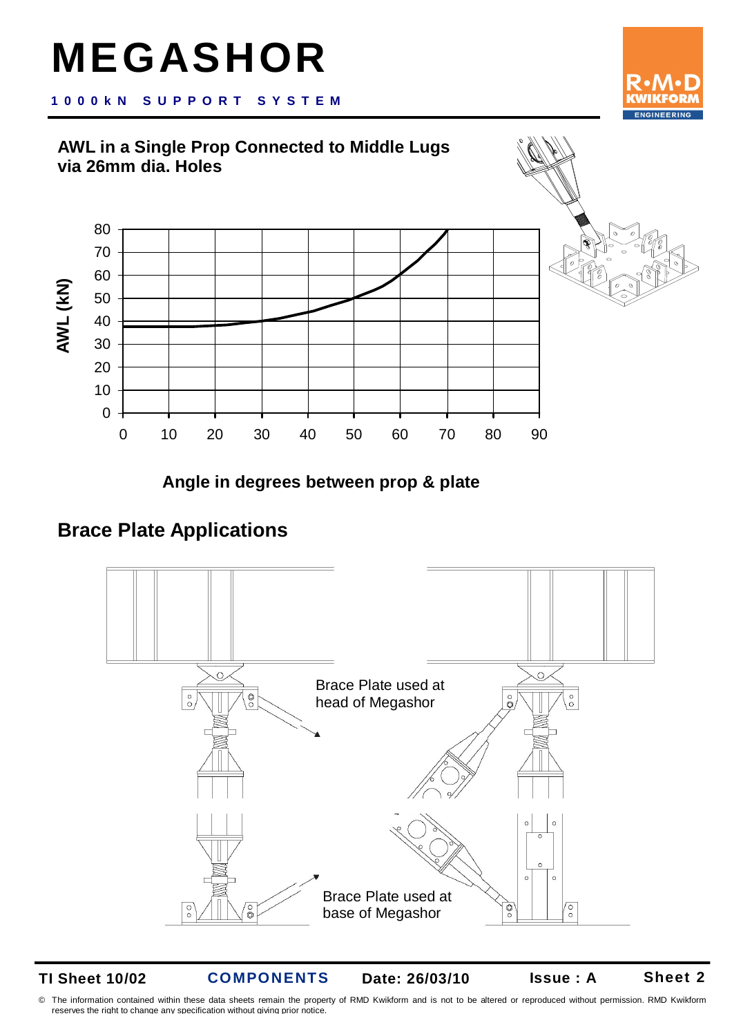# MEGASHOR

**1000kN SUPPORT SYSTEM**

## AWL in a Single Prop Connected to Middle Lugs via 26mm dia. Holes

AWL (kN)

80
70
60
50
40
30
20
10
0

0 10 20 30 40 50 60 70 80 90

**Angle in degrees between prop & plate**

## Brace Plate Applications

Brace Plate used at head of Megashor

Brace Plate used at base of Megashor

**TI Sheet 10/02** **COMPONENTS** **Date: 26/03/10** **Issue : A** **Sheet 2**

© The information contained within these data sheets remain the property of RMD Kwikform and is not to be altered or reproduced without permission. RMD Kwikform reserves the right to change any specification without giving prior notice.